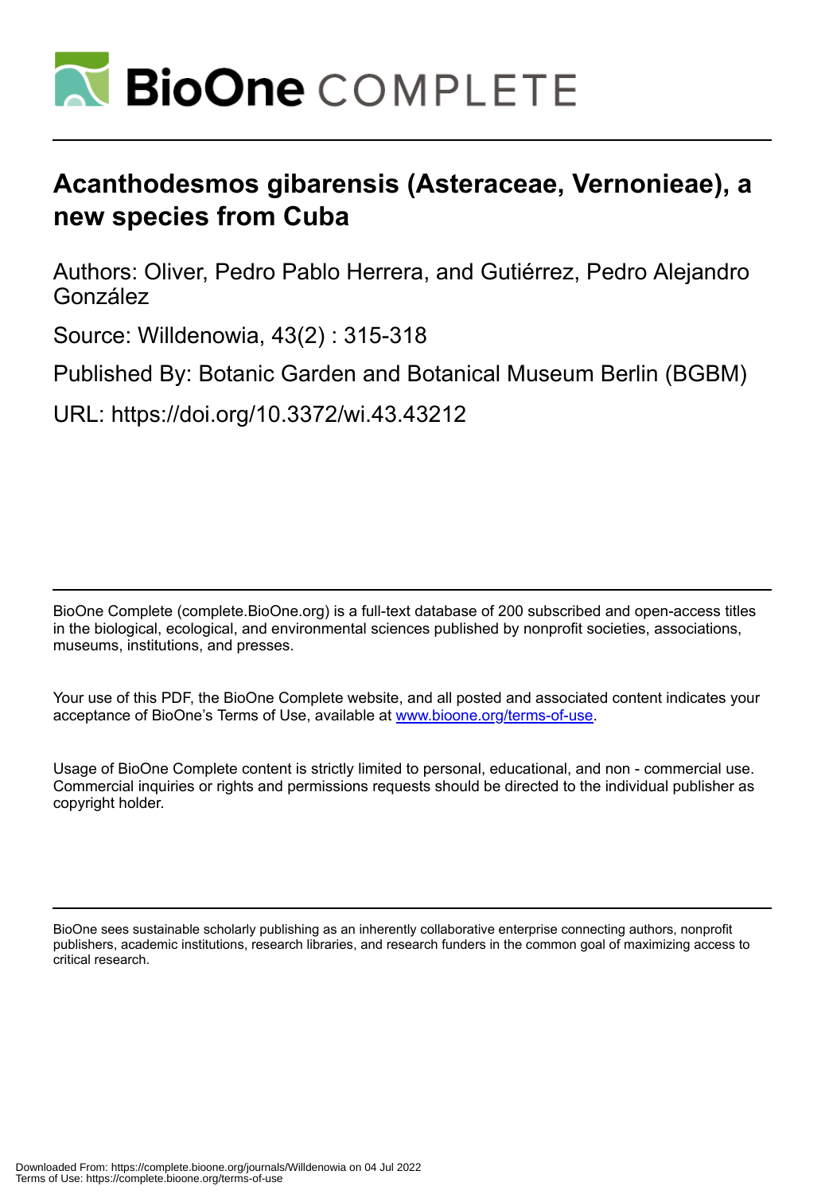# Acanthodesmos gibarensis (Asteraceae, Vernonieae), a new species from Cuba

Authors: Oliver, Pedro Pablo Herrera, and Gutiérrez, Pedro Alejandro González

Source: Willdenowia, 43(2) : 315-318

Published By: Botanic Garden and Botanical Museum Berlin (BGBM)

URL: https://doi.org/10.3372/wi.43.43212

BioOne Complete (complete.BioOne.org) is a full-text database of 200 subscribed and open-access titles in the biological, ecological, and environmental sciences published by nonprofit societies, associations, museums, institutions, and presses.

Your use of this PDF, the BioOne Complete website, and all posted and associated content indicates your acceptance of BioOne's Terms of Use, available at www.bioone.org/terms-of-use.

Usage of BioOne Complete content is strictly limited to personal, educational, and non - commercial use. Commercial inquiries or rights and permissions requests should be directed to the individual publisher as copyright holder.

BioOne sees sustainable scholarly publishing as an inherently collaborative enterprise connecting authors, nonprofit publishers, academic institutions, research libraries, and research funders in the common goal of maximizing access to critical research.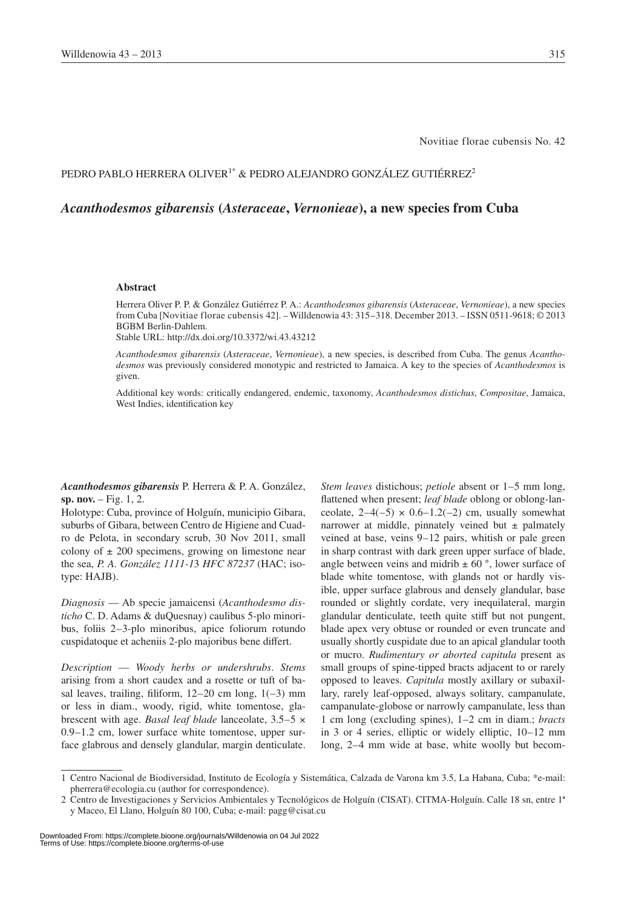Novitiae florae cubensis No. 42

PEDRO PABLO HERRERA OLIVER[1*] & PEDRO ALEJANDRO GONZÁLEZ GUTIÉRREZ[2]

# *Acanthodesmos gibarensis* (*Asteraceae*, *Vernonieae*), a new species from Cuba

## Abstract

Herrera Oliver P. P. & González Gutiérrez P. A.: *Acanthodesmos gibarensis* (*Asteraceae*, *Vernonieae*), a new species from Cuba [Novitiae florae cubensis 42]. – Willdenowia 43: 315–318. December 2013. – ISSN 0511-9618; © 2013 BGBM Berlin-Dahlem.
Stable URL: http://dx.doi.org/10.3372/wi.43.43212

*Acanthodesmos gibarensis* (*Asteraceae*, *Vernonieae*), a new species, is described from Cuba. The genus *Acanthodesmos* was previously considered monotypic and restricted to Jamaica. A key to the species of *Acanthodesmos* is given.

Additional key words: critically endangered, endemic, taxonomy, *Acanthodesmos distichus*, *Compositae*, Jamaica, West Indies, identification key

***Acanthodesmos gibarensis*** P. Herrera & P. A. González, **sp. nov.** – Fig. 1, 2.

Holotype: Cuba, province of Holguín, municipio Gibara, suburbs of Gibara, between Centro de Higiene and Cuadro de Pelota, in secondary scrub, 30 Nov 2011, small colony of ± 200 specimens, growing on limestone near the sea, *P. A. González 1111-13 HFC 87237* (HAC; isotype: HAJB).

*Diagnosis* — Ab specie jamaicensi (*Acanthodesmo disticho* C. D. Adams & duQuesnay) caulibus 5-plo minoribus, foliis 2–3-plo minoribus, apice foliorum rotundo cuspidatoque et acheniis 2-plo majoribus bene differt.

*Description* — *Woody herbs or undershrubs*. *Stems* arising from a short caudex and a rosette or tuft of basal leaves, trailing, filiform, 12–20 cm long, 1(–3) mm or less in diam., woody, rigid, white tomentose, glabrescent with age. *Basal leaf blade* lanceolate, 3.5–5 × 0.9–1.2 cm, lower surface white tomentose, upper surface glabrous and densely glandular, margin denticulate. *Stem leaves* distichous; *petiole* absent or 1–5 mm long, flattened when present; *leaf blade* oblong or oblong-lanceolate, 2–4(–5) × 0.6–1.2(–2) cm, usually somewhat narrower at middle, pinnately veined but ± palmately veined at base, veins 9–12 pairs, whitish or pale green in sharp contrast with dark green upper surface of blade, angle between veins and midrib ± 60 °, lower surface of blade white tomentose, with glands not or hardly visible, upper surface glabrous and densely glandular, base rounded or slightly cordate, very inequilateral, margin glandular denticulate, teeth quite stiff but not pungent, blade apex very obtuse or rounded or even truncate and usually shortly cuspidate due to an apical glandular tooth or mucro. *Rudimentary or aborted capitula* present as small groups of spine-tipped bracts adjacent to or rarely opposed to leaves. *Capitula* mostly axillary or subaxillary, rarely leaf-opposed, always solitary, campanulate, campanulate-globose or narrowly campanulate, less than 1 cm long (excluding spines), 1–2 cm in diam.; *bracts* in 3 or 4 series, elliptic or widely elliptic, 10–12 mm long, 2–4 mm wide at base, white woolly but becom-

1 Centro Nacional de Biodiversidad, Instituto de Ecología y Sistemática, Calzada de Varona km 3.5, La Habana, Cuba; *e-mail: pherrera@ecologia.cu (author for correspondence).
2 Centro de Investigaciones y Servicios Ambientales y Tecnológicos de Holguín (CISAT). CITMA-Holguín. Calle 18 sn, entre 1ª y Maceo, El Llano, Holguín 80 100, Cuba; e-mail: pagg@cisat.cu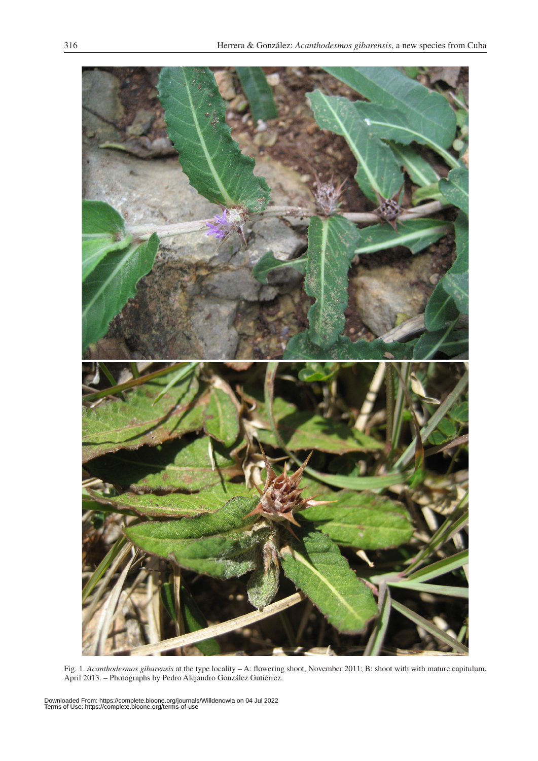Fig. 1. *Acanthodesmos gibarensis* at the type locality – A: flowering shoot, November 2011; B: shoot with with mature capitulum, April 2013. – Photographs by Pedro Alejandro González Gutiérrez.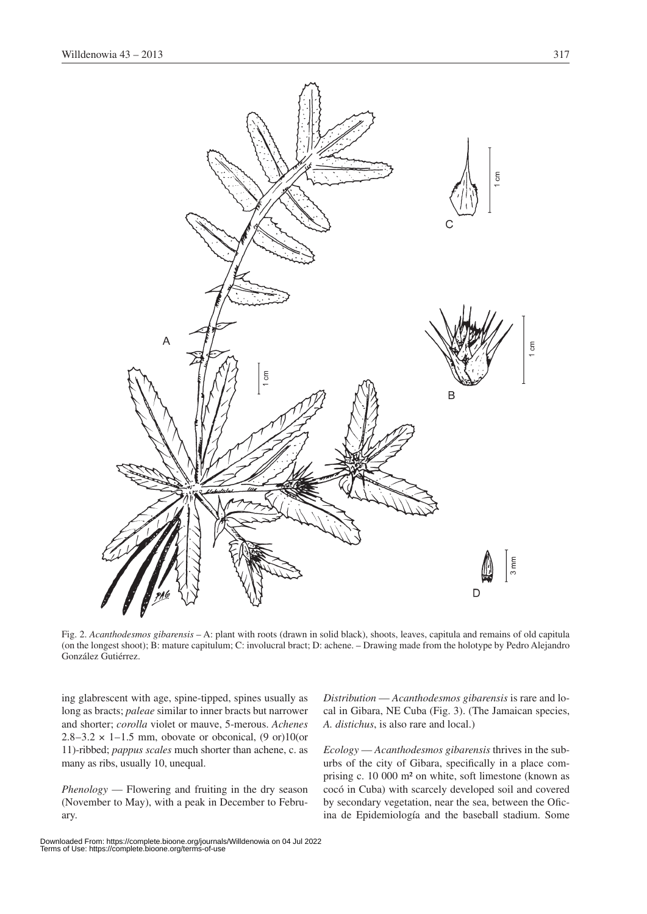Fig. 2. *Acanthodesmos gibarensis* – A: plant with roots (drawn in solid black), shoots, leaves, capitula and remains of old capitula (on the longest shoot); B: mature capitulum; C: involucral bract; D: achene. – Drawing made from the holotype by Pedro Alejandro González Gutiérrez.

ing glabrescent with age, spine-tipped, spines usually as long as bracts; *paleae* similar to inner bracts but narrower and shorter; *corolla* violet or mauve, 5-merous. *Achenes* 2.8–3.2 × 1–1.5 mm, obovate or obconical, (9 or)10(or 11)-ribbed; *pappus scales* much shorter than achene, c. as many as ribs, usually 10, unequal.

*Phenology* — Flowering and fruiting in the dry season (November to May), with a peak in December to February.

*Distribution* — *Acanthodesmos gibarensis* is rare and local in Gibara, NE Cuba (Fig. 3). (The Jamaican species, *A. distichus*, is also rare and local.)

*Ecology* — *Acanthodesmos gibarensis* thrives in the suburbs of the city of Gibara, specifically in a place comprising c. 10 000 m² on white, soft limestone (known as cocó in Cuba) with scarcely developed soil and covered by secondary vegetation, near the sea, between the Oficina de Epidemiología and the baseball stadium. Some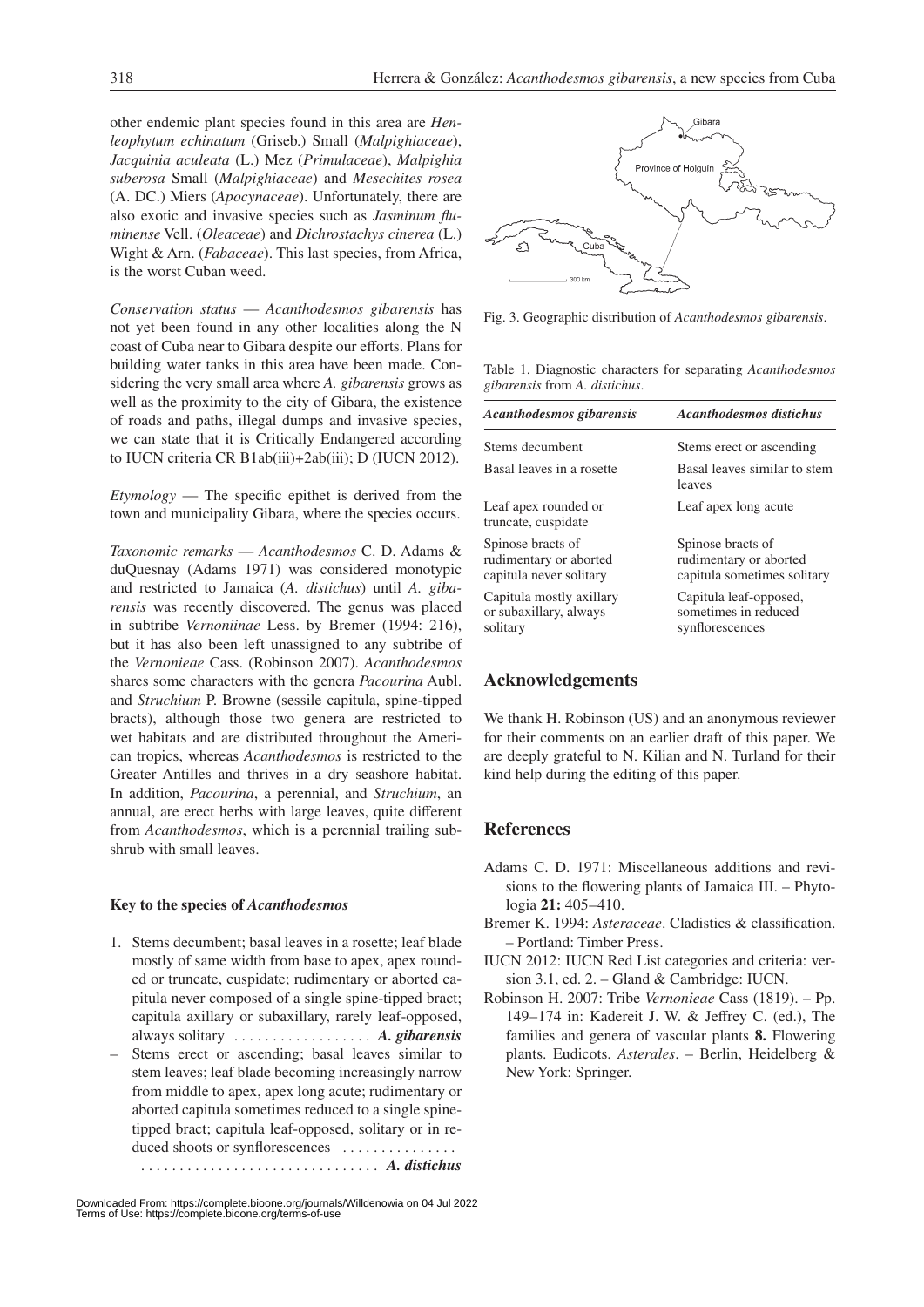other endemic plant species found in this area are *Henleophytum echinatum* (Griseb.) Small (*Malpighiaceae*), *Jacquinia aculeata* (L.) Mez (*Primulaceae*), *Malpighia suberosa* Small (*Malpighiaceae*) and *Mesechites rosea* (A. DC.) Miers (*Apocynaceae*). Unfortunately, there are also exotic and invasive species such as *Jasminum fluminense* Vell. (*Oleaceae*) and *Dichrostachys cinerea* (L.) Wight & Arn. (*Fabaceae*). This last species, from Africa, is the worst Cuban weed.

*Conservation status* — *Acanthodesmos gibarensis* has not yet been found in any other localities along the N coast of Cuba near to Gibara despite our efforts. Plans for building water tanks in this area have been made. Considering the very small area where *A. gibarensis* grows as well as the proximity to the city of Gibara, the existence of roads and paths, illegal dumps and invasive species, we can state that it is Critically Endangered according to IUCN criteria CR B1ab(iii)+2ab(iii); D (IUCN 2012).

*Etymology* — The specific epithet is derived from the town and municipality Gibara, where the species occurs.

*Taxonomic remarks* — *Acanthodesmos* C. D. Adams & duQuesnay (Adams 1971) was considered monotypic and restricted to Jamaica (*A. distichus*) until *A. gibarensis* was recently discovered. The genus was placed in subtribe *Vernoniinae* Less. by Bremer (1994: 216), but it has also been left unassigned to any subtribe of the *Vernonieae* Cass. (Robinson 2007). *Acanthodesmos* shares some characters with the genera *Pacourina* Aubl. and *Struchium* P. Browne (sessile capitula, spine-tipped bracts), although those two genera are restricted to wet habitats and are distributed throughout the American tropics, whereas *Acanthodesmos* is restricted to the Greater Antilles and thrives in a dry seashore habitat. In addition, *Pacourina*, a perennial, and *Struchium*, an annual, are erect herbs with large leaves, quite different from *Acanthodesmos*, which is a perennial trailing subshrub with small leaves.

**Key to the species of *Acanthodesmos***

1. Stems decumbent; basal leaves in a rosette; leaf blade mostly of same width from base to apex, apex rounded or truncate, cuspidate; rudimentary or aborted capitula never composed of a single spine-tipped bract; capitula axillary or subaxillary, rarely leaf-opposed, always solitary .................. ***A. gibarensis***
– Stems erect or ascending; basal leaves similar to stem leaves; leaf blade becoming increasingly narrow from middle to apex, apex long acute; rudimentary or aborted capitula sometimes reduced to a single spine-tipped bract; capitula leaf-opposed, solitary or in reduced shoots or synflorescences ............................................. ***A. distichus***

Gibara

Province of Holguín

Cuba

300 km

Fig. 3. Geographic distribution of *Acanthodesmos gibarensis*.

Table 1. Diagnostic characters for separating *Acanthodesmos gibarensis* from *A. distichus*.

| *Acanthodesmos gibarensis* | *Acanthodesmos distichus* |
|---|---|
| Stems decumbent | Stems erect or ascending |
| Basal leaves in a rosette | Basal leaves similar to stem leaves |
| Leaf apex rounded or truncate, cuspidate | Leaf apex long acute |
| Spinose bracts of rudimentary or aborted capitula never solitary | Spinose bracts of rudimentary or aborted capitula sometimes solitary |
| Capitula mostly axillary or subaxillary, always solitary | Capitula leaf-opposed, sometimes in reduced synflorescences |

## Acknowledgements

We thank H. Robinson (US) and an anonymous reviewer for their comments on an earlier draft of this paper. We are deeply grateful to N. Kilian and N. Turland for their kind help during the editing of this paper.

## References

- Adams C. D. 1971: Miscellaneous additions and revisions to the flowering plants of Jamaica III. – Phytologia **21:** 405–410.
- Bremer K. 1994: *Asteraceae*. Cladistics & classification. – Portland: Timber Press.
- IUCN 2012: IUCN Red List categories and criteria: version 3.1, ed. 2. – Gland & Cambridge: IUCN.
- Robinson H. 2007: Tribe *Vernonieae* Cass (1819). – Pp. 149–174 in: Kadereit J. W. & Jeffrey C. (ed.), The families and genera of vascular plants **8.** Flowering plants. Eudicots. *Asterales*. – Berlin, Heidelberg & New York: Springer.